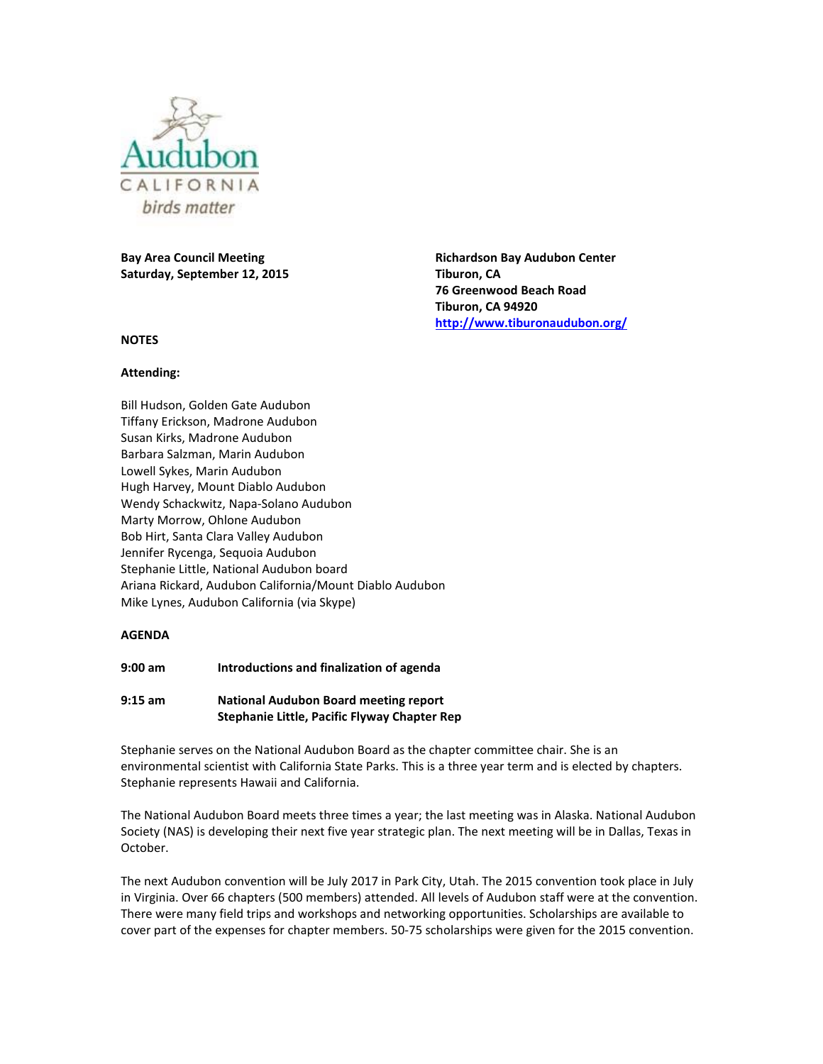Audubon CALIFORNIA
*birds matter*

**Bay Area Council Meeting**
**Saturday, September 12, 2015**

**Richardson Bay Audubon Center**
**Tiburon, CA**
**76 Greenwood Beach Road**
**Tiburon, CA 94920**
**http://www.tiburonaudubon.org/**

**NOTES**

**Attending:**

Bill Hudson, Golden Gate Audubon
Tiffany Erickson, Madrone Audubon
Susan Kirks, Madrone Audubon
Barbara Salzman, Marin Audubon
Lowell Sykes, Marin Audubon
Hugh Harvey, Mount Diablo Audubon
Wendy Schackwitz, Napa-Solano Audubon
Marty Morrow, Ohlone Audubon
Bob Hirt, Santa Clara Valley Audubon
Jennifer Rycenga, Sequoia Audubon
Stephanie Little, National Audubon board
Ariana Rickard, Audubon California/Mount Diablo Audubon
Mike Lynes, Audubon California (via Skype)

**AGENDA**

**9:00 am** **Introductions and finalization of agenda**

**9:15 am** **National Audubon Board meeting report**
**Stephanie Little, Pacific Flyway Chapter Rep**

Stephanie serves on the National Audubon Board as the chapter committee chair. She is an environmental scientist with California State Parks. This is a three year term and is elected by chapters. Stephanie represents Hawaii and California.

The National Audubon Board meets three times a year; the last meeting was in Alaska. National Audubon Society (NAS) is developing their next five year strategic plan. The next meeting will be in Dallas, Texas in October.

The next Audubon convention will be July 2017 in Park City, Utah. The 2015 convention took place in July in Virginia. Over 66 chapters (500 members) attended. All levels of Audubon staff were at the convention. There were many field trips and workshops and networking opportunities. Scholarships are available to cover part of the expenses for chapter members. 50-75 scholarships were given for the 2015 convention.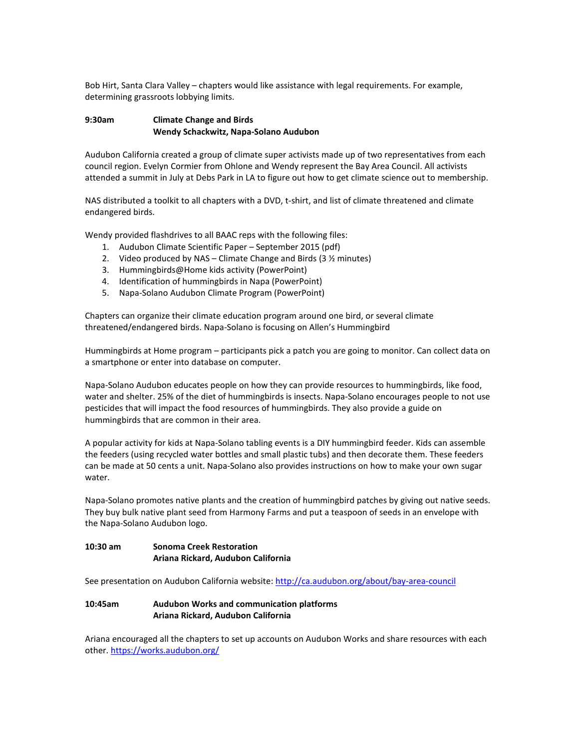Bob Hirt, Santa Clara Valley – chapters would like assistance with legal requirements. For example, determining grassroots lobbying limits.

**9:30am Climate Change and Birds**
**Wendy Schackwitz, Napa-Solano Audubon**

Audubon California created a group of climate super activists made up of two representatives from each council region. Evelyn Cormier from Ohlone and Wendy represent the Bay Area Council. All activists attended a summit in July at Debs Park in LA to figure out how to get climate science out to membership.

NAS distributed a toolkit to all chapters with a DVD, t-shirt, and list of climate threatened and climate endangered birds.

Wendy provided flashdrives to all BAAC reps with the following files:

1. Audubon Climate Scientific Paper – September 2015 (pdf)
2. Video produced by NAS – Climate Change and Birds (3 ½ minutes)
3. Hummingbirds@Home kids activity (PowerPoint)
4. Identification of hummingbirds in Napa (PowerPoint)
5. Napa-Solano Audubon Climate Program (PowerPoint)

Chapters can organize their climate education program around one bird, or several climate threatened/endangered birds. Napa-Solano is focusing on Allen's Hummingbird

Hummingbirds at Home program – participants pick a patch you are going to monitor. Can collect data on a smartphone or enter into database on computer.

Napa-Solano Audubon educates people on how they can provide resources to hummingbirds, like food, water and shelter. 25% of the diet of hummingbirds is insects. Napa-Solano encourages people to not use pesticides that will impact the food resources of hummingbirds. They also provide a guide on hummingbirds that are common in their area.

A popular activity for kids at Napa-Solano tabling events is a DIY hummingbird feeder. Kids can assemble the feeders (using recycled water bottles and small plastic tubs) and then decorate them. These feeders can be made at 50 cents a unit. Napa-Solano also provides instructions on how to make your own sugar water.

Napa-Solano promotes native plants and the creation of hummingbird patches by giving out native seeds. They buy bulk native plant seed from Harmony Farms and put a teaspoon of seeds in an envelope with the Napa-Solano Audubon logo.

**10:30 am Sonoma Creek Restoration**
**Ariana Rickard, Audubon California**

See presentation on Audubon California website: http://ca.audubon.org/about/bay-area-council

**10:45am Audubon Works and communication platforms**
**Ariana Rickard, Audubon California**

Ariana encouraged all the chapters to set up accounts on Audubon Works and share resources with each other. https://works.audubon.org/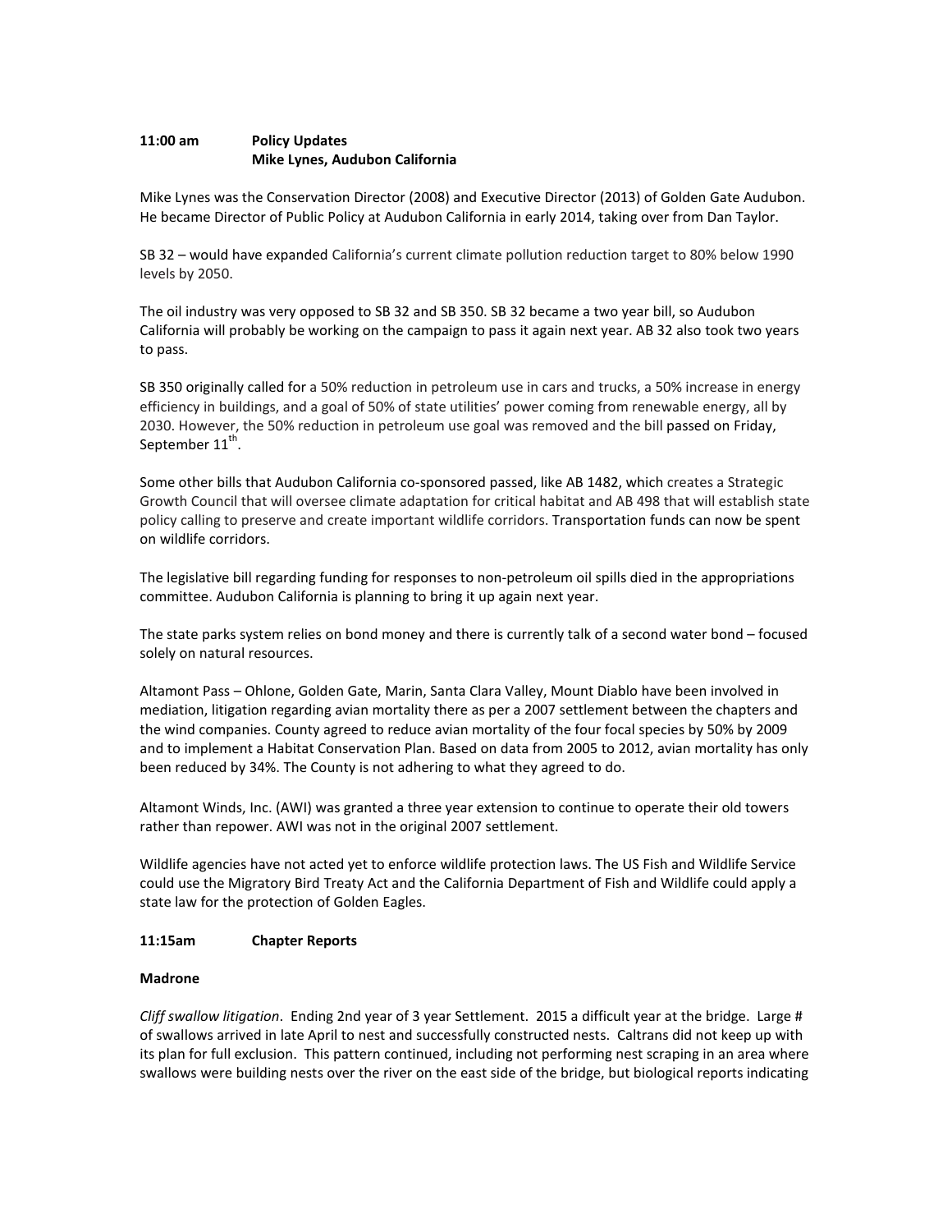**11:00 am Policy Updates**
**Mike Lynes, Audubon California**

Mike Lynes was the Conservation Director (2008) and Executive Director (2013) of Golden Gate Audubon. He became Director of Public Policy at Audubon California in early 2014, taking over from Dan Taylor.

SB 32 – would have expanded California's current climate pollution reduction target to 80% below 1990 levels by 2050.

The oil industry was very opposed to SB 32 and SB 350. SB 32 became a two year bill, so Audubon California will probably be working on the campaign to pass it again next year. AB 32 also took two years to pass.

SB 350 originally called for a 50% reduction in petroleum use in cars and trucks, a 50% increase in energy efficiency in buildings, and a goal of 50% of state utilities' power coming from renewable energy, all by 2030. However, the 50% reduction in petroleum use goal was removed and the bill passed on Friday, September 11th.

Some other bills that Audubon California co-sponsored passed, like AB 1482, which creates a Strategic Growth Council that will oversee climate adaptation for critical habitat and AB 498 that will establish state policy calling to preserve and create important wildlife corridors. Transportation funds can now be spent on wildlife corridors.

The legislative bill regarding funding for responses to non-petroleum oil spills died in the appropriations committee. Audubon California is planning to bring it up again next year.

The state parks system relies on bond money and there is currently talk of a second water bond – focused solely on natural resources.

Altamont Pass – Ohlone, Golden Gate, Marin, Santa Clara Valley, Mount Diablo have been involved in mediation, litigation regarding avian mortality there as per a 2007 settlement between the chapters and the wind companies. County agreed to reduce avian mortality of the four focal species by 50% by 2009 and to implement a Habitat Conservation Plan. Based on data from 2005 to 2012, avian mortality has only been reduced by 34%. The County is not adhering to what they agreed to do.

Altamont Winds, Inc. (AWI) was granted a three year extension to continue to operate their old towers rather than repower. AWI was not in the original 2007 settlement.

Wildlife agencies have not acted yet to enforce wildlife protection laws. The US Fish and Wildlife Service could use the Migratory Bird Treaty Act and the California Department of Fish and Wildlife could apply a state law for the protection of Golden Eagles.

**11:15am Chapter Reports**

**Madrone**

*Cliff swallow litigation*. Ending 2nd year of 3 year Settlement. 2015 a difficult year at the bridge. Large # of swallows arrived in late April to nest and successfully constructed nests. Caltrans did not keep up with its plan for full exclusion. This pattern continued, including not performing nest scraping in an area where swallows were building nests over the river on the east side of the bridge, but biological reports indicating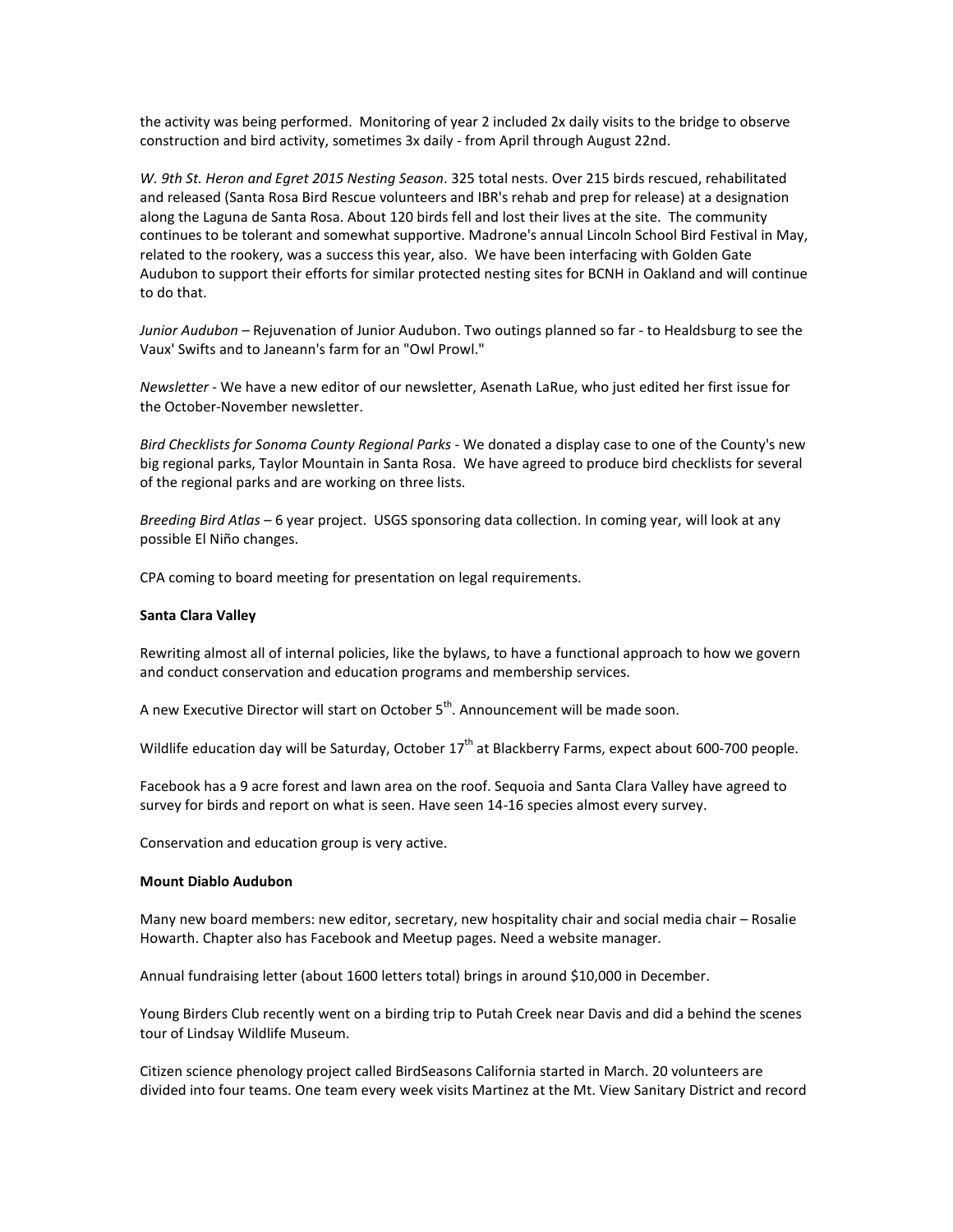the activity was being performed. Monitoring of year 2 included 2x daily visits to the bridge to observe construction and bird activity, sometimes 3x daily - from April through August 22nd.

*W. 9th St. Heron and Egret 2015 Nesting Season*. 325 total nests. Over 215 birds rescued, rehabilitated and released (Santa Rosa Bird Rescue volunteers and IBR's rehab and prep for release) at a designation along the Laguna de Santa Rosa. About 120 birds fell and lost their lives at the site. The community continues to be tolerant and somewhat supportive. Madrone's annual Lincoln School Bird Festival in May, related to the rookery, was a success this year, also. We have been interfacing with Golden Gate Audubon to support their efforts for similar protected nesting sites for BCNH in Oakland and will continue to do that.

*Junior Audubon* – Rejuvenation of Junior Audubon. Two outings planned so far - to Healdsburg to see the Vaux' Swifts and to Janeann's farm for an "Owl Prowl."

*Newsletter* - We have a new editor of our newsletter, Asenath LaRue, who just edited her first issue for the October-November newsletter.

*Bird Checklists for Sonoma County Regional Parks* - We donated a display case to one of the County's new big regional parks, Taylor Mountain in Santa Rosa. We have agreed to produce bird checklists for several of the regional parks and are working on three lists.

*Breeding Bird Atlas* – 6 year project. USGS sponsoring data collection. In coming year, will look at any possible El Niño changes.

CPA coming to board meeting for presentation on legal requirements.

**Santa Clara Valley**

Rewriting almost all of internal policies, like the bylaws, to have a functional approach to how we govern and conduct conservation and education programs and membership services.

A new Executive Director will start on October 5th. Announcement will be made soon.

Wildlife education day will be Saturday, October 17th at Blackberry Farms, expect about 600-700 people.

Facebook has a 9 acre forest and lawn area on the roof. Sequoia and Santa Clara Valley have agreed to survey for birds and report on what is seen. Have seen 14-16 species almost every survey.

Conservation and education group is very active.

**Mount Diablo Audubon**

Many new board members: new editor, secretary, new hospitality chair and social media chair – Rosalie Howarth. Chapter also has Facebook and Meetup pages. Need a website manager.

Annual fundraising letter (about 1600 letters total) brings in around $10,000 in December.

Young Birders Club recently went on a birding trip to Putah Creek near Davis and did a behind the scenes tour of Lindsay Wildlife Museum.

Citizen science phenology project called BirdSeasons California started in March. 20 volunteers are divided into four teams. One team every week visits Martinez at the Mt. View Sanitary District and record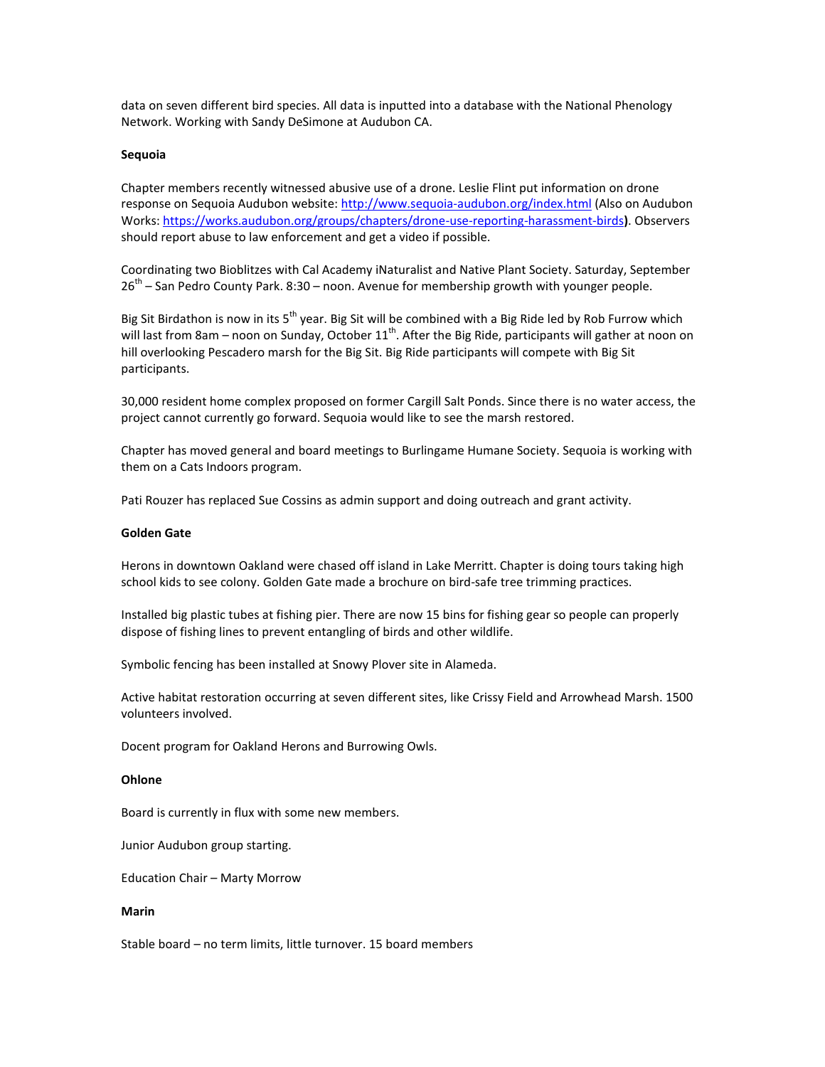data on seven different bird species. All data is inputted into a database with the National Phenology Network. Working with Sandy DeSimone at Audubon CA.

**Sequoia**

Chapter members recently witnessed abusive use of a drone. Leslie Flint put information on drone response on Sequoia Audubon website: http://www.sequoia-audubon.org/index.html (Also on Audubon Works: https://works.audubon.org/groups/chapters/drone-use-reporting-harassment-birds**)**. Observers should report abuse to law enforcement and get a video if possible.

Coordinating two Bioblitzes with Cal Academy iNaturalist and Native Plant Society. Saturday, September 26th – San Pedro County Park. 8:30 – noon. Avenue for membership growth with younger people.

Big Sit Birdathon is now in its 5th year. Big Sit will be combined with a Big Ride led by Rob Furrow which will last from 8am – noon on Sunday, October 11th. After the Big Ride, participants will gather at noon on hill overlooking Pescadero marsh for the Big Sit. Big Ride participants will compete with Big Sit participants.

30,000 resident home complex proposed on former Cargill Salt Ponds. Since there is no water access, the project cannot currently go forward. Sequoia would like to see the marsh restored.

Chapter has moved general and board meetings to Burlingame Humane Society. Sequoia is working with them on a Cats Indoors program.

Pati Rouzer has replaced Sue Cossins as admin support and doing outreach and grant activity.

**Golden Gate**

Herons in downtown Oakland were chased off island in Lake Merritt. Chapter is doing tours taking high school kids to see colony. Golden Gate made a brochure on bird-safe tree trimming practices.

Installed big plastic tubes at fishing pier. There are now 15 bins for fishing gear so people can properly dispose of fishing lines to prevent entangling of birds and other wildlife.

Symbolic fencing has been installed at Snowy Plover site in Alameda.

Active habitat restoration occurring at seven different sites, like Crissy Field and Arrowhead Marsh. 1500 volunteers involved.

Docent program for Oakland Herons and Burrowing Owls.

**Ohlone**

Board is currently in flux with some new members.

Junior Audubon group starting.

Education Chair – Marty Morrow

**Marin**

Stable board – no term limits, little turnover. 15 board members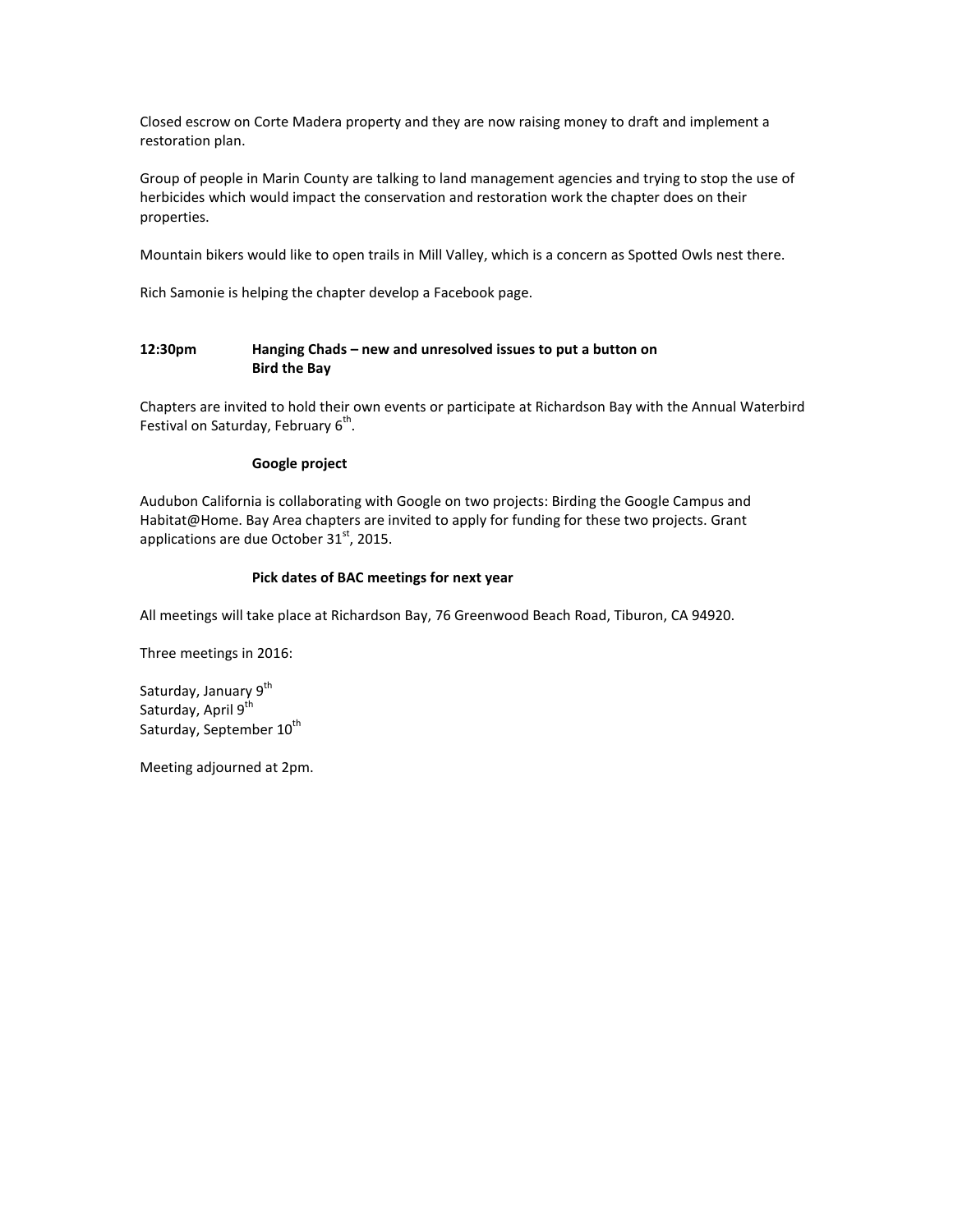Closed escrow on Corte Madera property and they are now raising money to draft and implement a restoration plan.

Group of people in Marin County are talking to land management agencies and trying to stop the use of herbicides which would impact the conservation and restoration work the chapter does on their properties.

Mountain bikers would like to open trails in Mill Valley, which is a concern as Spotted Owls nest there.

Rich Samonie is helping the chapter develop a Facebook page.

**12:30pm Hanging Chads – new and unresolved issues to put a button on**
**Bird the Bay**

Chapters are invited to hold their own events or participate at Richardson Bay with the Annual Waterbird Festival on Saturday, February 6th.

**Google project**

Audubon California is collaborating with Google on two projects: Birding the Google Campus and Habitat@Home. Bay Area chapters are invited to apply for funding for these two projects. Grant applications are due October 31st, 2015.

**Pick dates of BAC meetings for next year**

All meetings will take place at Richardson Bay, 76 Greenwood Beach Road, Tiburon, CA 94920.

Three meetings in 2016:

Saturday, January 9th
Saturday, April 9th
Saturday, September 10th

Meeting adjourned at 2pm.